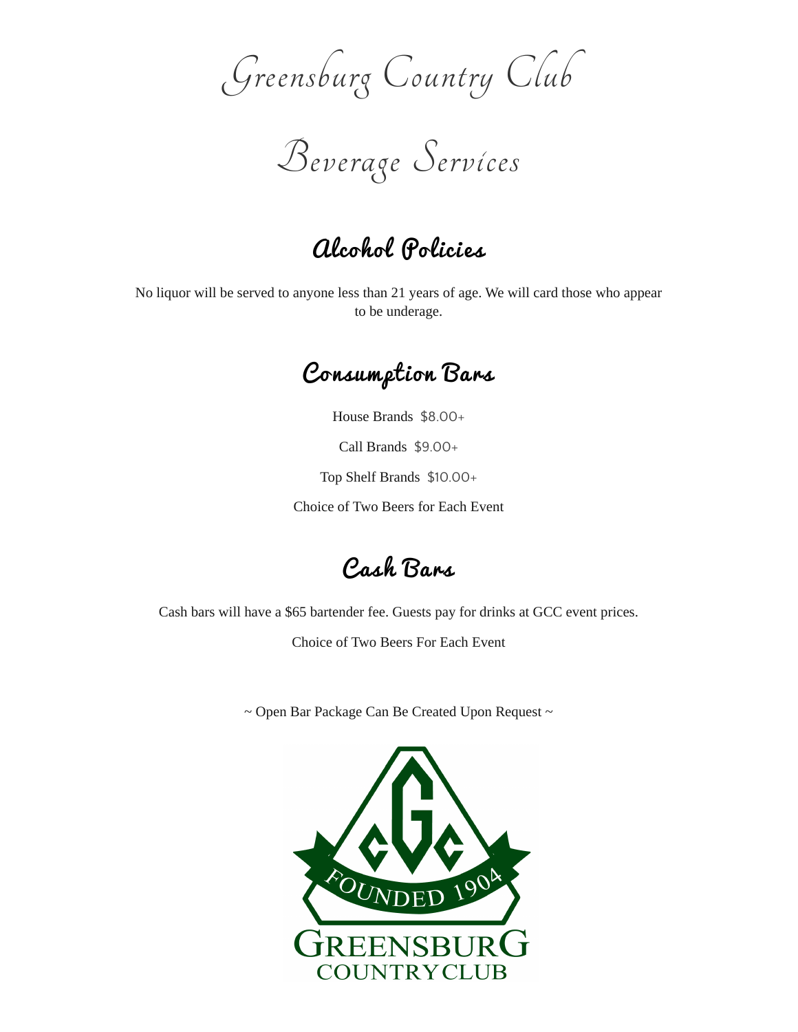# Greensburg Country Club

# Beverage Services

## Alcohol Policies

No liquor will be served to anyone less than 21 years of age. We will card those who appear to be underage.

## Consumption Bars

House Brands $8.00+

Call Brands $9.00+

Top Shelf Brands $10.00+

Choice of Two Beers for Each Event

## Cash Bars

Cash bars will have a $65 bartender fee. Guests pay for drinks at GCC event prices.

Choice of Two Beers For Each Event

~ Open Bar Package Can Be Created Upon Request ~

FOUNDED 1904

GREENSBURG COUNTRY CLUB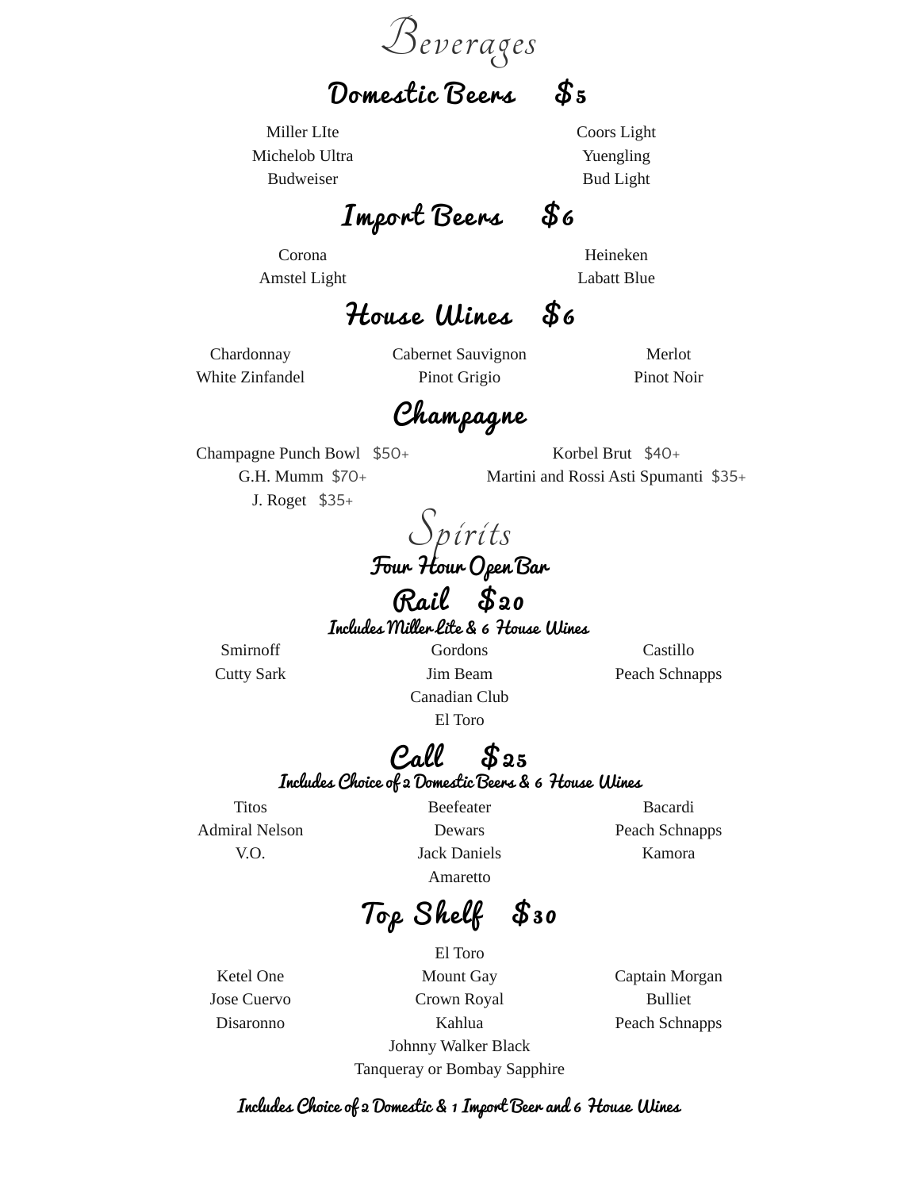# Beverages

## Domestic Beers $5

Miller LIte
Michelob Ultra
Budweiser
Coors Light
Yuengling
Bud Light

## Import Beers $6

Corona
Amstel Light
Heineken
Labatt Blue

## House Wines $6

Chardonnay
White Zinfandel
Cabernet Sauvignon
Pinot Grigio
Merlot
Pinot Noir

## Champagne

Champagne Punch Bowl $50+
G.H. Mumm $70+
J. Roget $35+
Korbel Brut $40+
Martini and Rossi Asti Spumanti $35+

# Spirits

### Four Hour Open Bar

## Rail $20

**Includes Miller Lite & 6 House Wines**

Smirnoff
Cutty Sark
Gordons
Jim Beam
Canadian Club
El Toro
Castillo
Peach Schnapps

## Call $25

**Includes Choice of 2 Domestic Beers & 6 House Wines**

Titos
Admiral Nelson
V.O.
Beefeater
Dewars
Jack Daniels
Amaretto
Bacardi
Peach Schnapps
Kamora

## Top Shelf $30

Ketel One
Jose Cuervo
Disaronno
El Toro
Mount Gay
Crown Royal
Kahlua
Johnny Walker Black
Tanqueray or Bombay Sapphire
Captain Morgan
Bulliet
Peach Schnapps

**Includes Choice of 2 Domestic & 1 Import Beer and 6 House Wines**